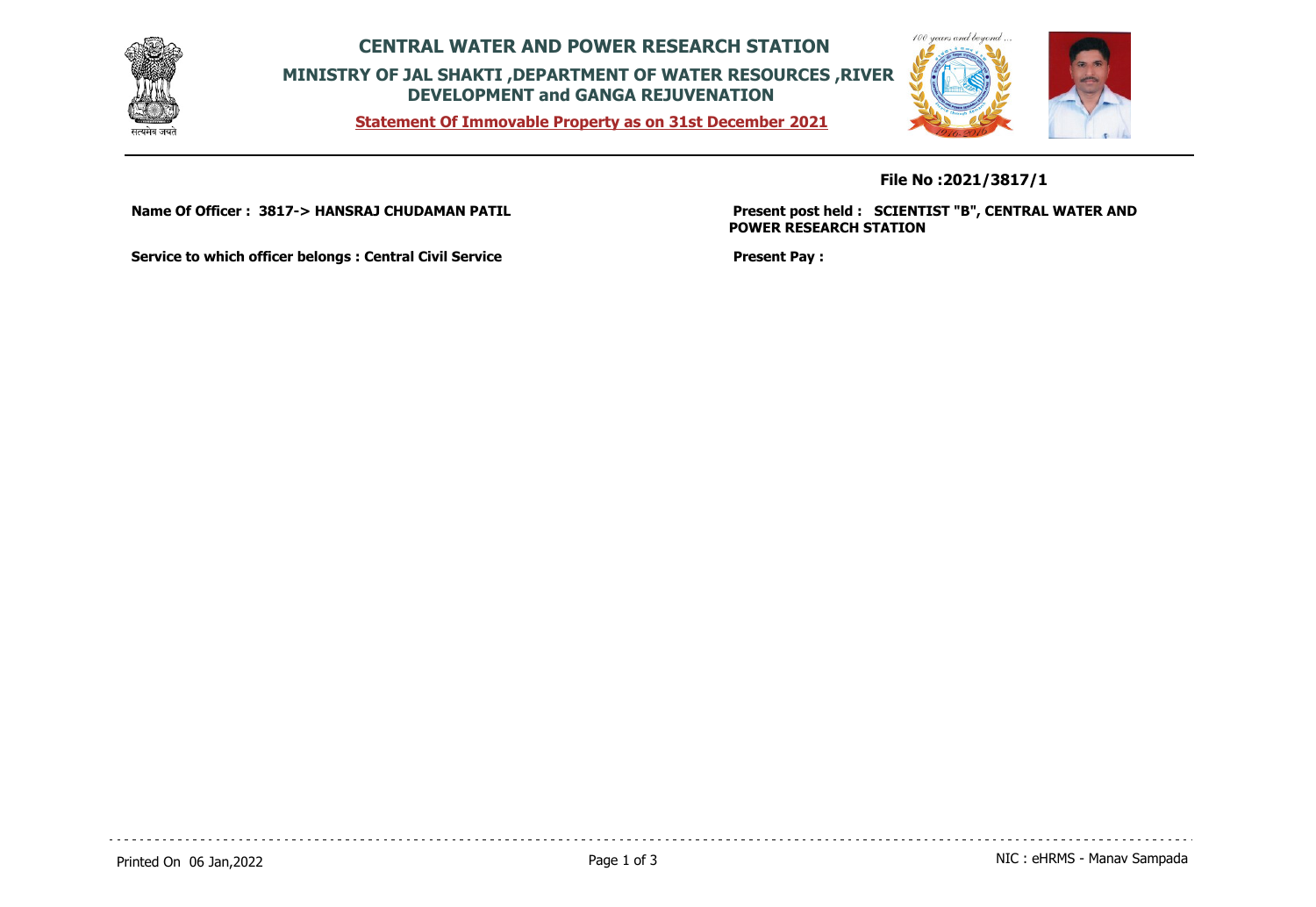# CENTRAL WATER AND POWER RESEARCH STATION

## MINISTRY OF JAL SHAKTI ,DEPARTMENT OF WATER RESOURCES ,RIVER DEVELOPMENT and GANGA REJUVENATION

**Statement Of Immovable Property as on 31st December 2021**

**File No :2021/3817/1**

**Name Of Officer : 3817-> HANSRAJ CHUDAMAN PATIL**

**Present post held : SCIENTIST "B", CENTRAL WATER AND POWER RESEARCH STATION**

**Service to which officer belongs : Central Civil Service**

**Present Pay :**

Printed On 06 Jan,2022

NIC : eHRMS - Manav Sampada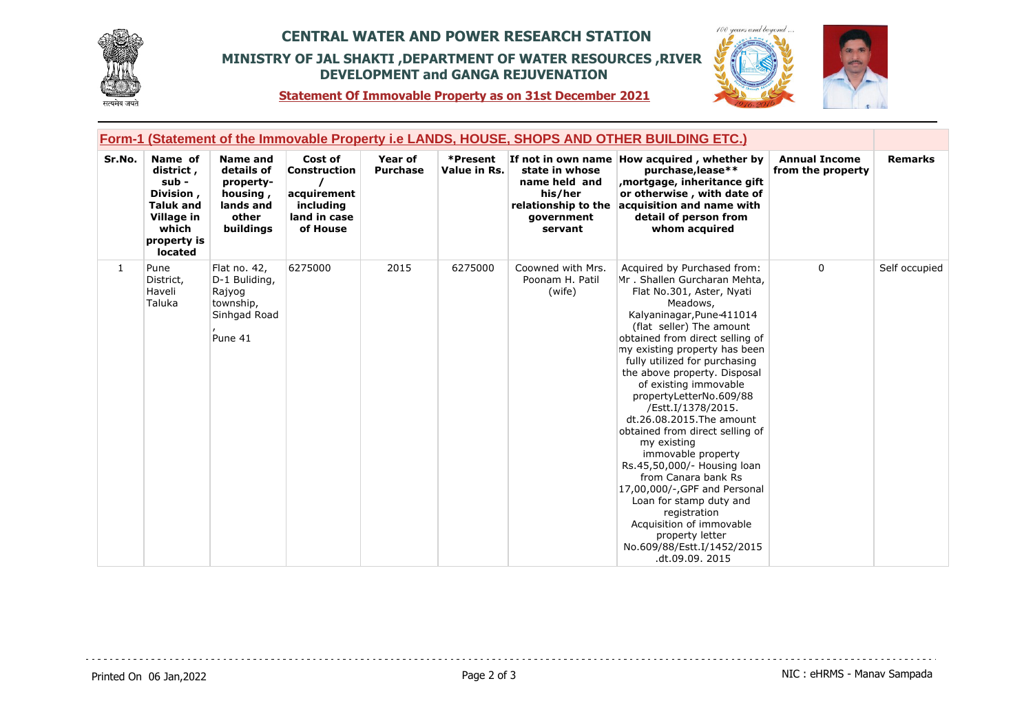# CENTRAL WATER AND POWER RESEARCH STATION

## MINISTRY OF JAL SHAKTI ,DEPARTMENT OF WATER RESOURCES ,RIVER DEVELOPMENT and GANGA REJUVENATION

**Statement Of Immovable Property as on 31st December 2021**

### Form-1 (Statement of the Immovable Property i.e LANDS, HOUSE, SHOPS AND OTHER BUILDING ETC.)

| Sr.No. | Name of district , sub - Division , Taluk and Village in which property is located | Name and details of property- housing , lands and other buildings | Cost of Construction / acquirement including land in case of House | Year of Purchase | *Present Value in Rs. | If not in own name state in whose name held and his/her relationship to the government servant | How acquired , whether by purchase,lease** ,mortgage, inheritance gift or otherwise , with date of acquisition and name with detail of person from whom acquired | Annual Income from the property | Remarks |
|---|---|---|---|---|---|---|---|---|---|
| 1 | Pune District, Haveli Taluka | Flat no. 42, D-1 Buliding, Rajyog township, Sinhgad Road , Pune 41 | 6275000 | 2015 | 6275000 | Coowned with Mrs. Poonam H. Patil (wife) | Acquired by Purchased from: Mr . Shallen Gurcharan Mehta, Flat No.301, Aster, Nyati Meadows, Kalyaninagar,Pune-411014 (flat seller) The amount obtained from direct selling of my existing property has been fully utilized for purchasing the above property. Disposal of existing immovable propertyLetterNo.609/88 /Estt.I/1378/2015. dt.26.08.2015.The amount obtained from direct selling of my existing immovable property Rs.45,50,000/- Housing loan from Canara bank Rs 17,00,000/-,GPF and Personal Loan for stamp duty and registration Acquisition of immovable property letter No.609/88/Estt.I/1452/2015 .dt.09.09. 2015 | 0 | Self occupied |

Printed On 06 Jan,2022

NIC : eHRMS - Manav Sampada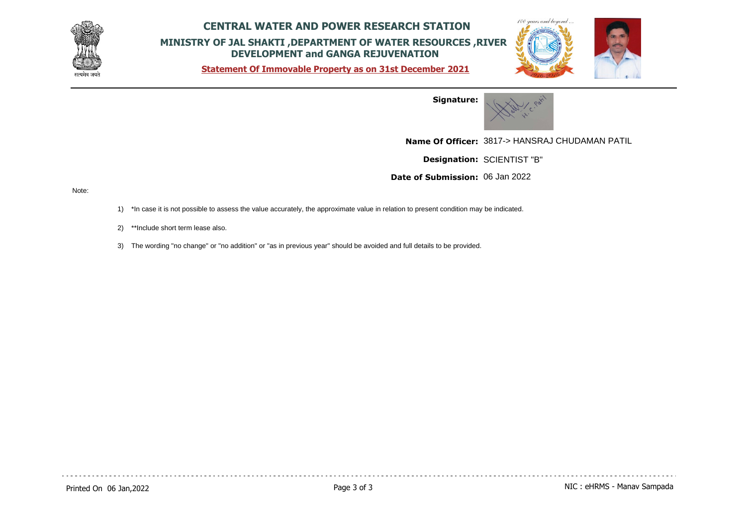# CENTRAL WATER AND POWER RESEARCH STATION

## MINISTRY OF JAL SHAKTI ,DEPARTMENT OF WATER RESOURCES ,RIVER DEVELOPMENT and GANGA REJUVENATION

**Statement Of Immovable Property as on 31st December 2021**

**Signature:**

**Name Of Officer:** 3817-> HANSRAJ CHUDAMAN PATIL

**Designation:** SCIENTIST "B"

**Date of Submission:** 06 Jan 2022

Note:

1) *In case it is not possible to assess the value accurately, the approximate value in relation to present condition may be indicated.

2) **Include short term lease also.

3) The wording "no change" or "no addition" or "as in previous year" should be avoided and full details to be provided.

Printed On 06 Jan,2022

NIC : eHRMS - Manav Sampada